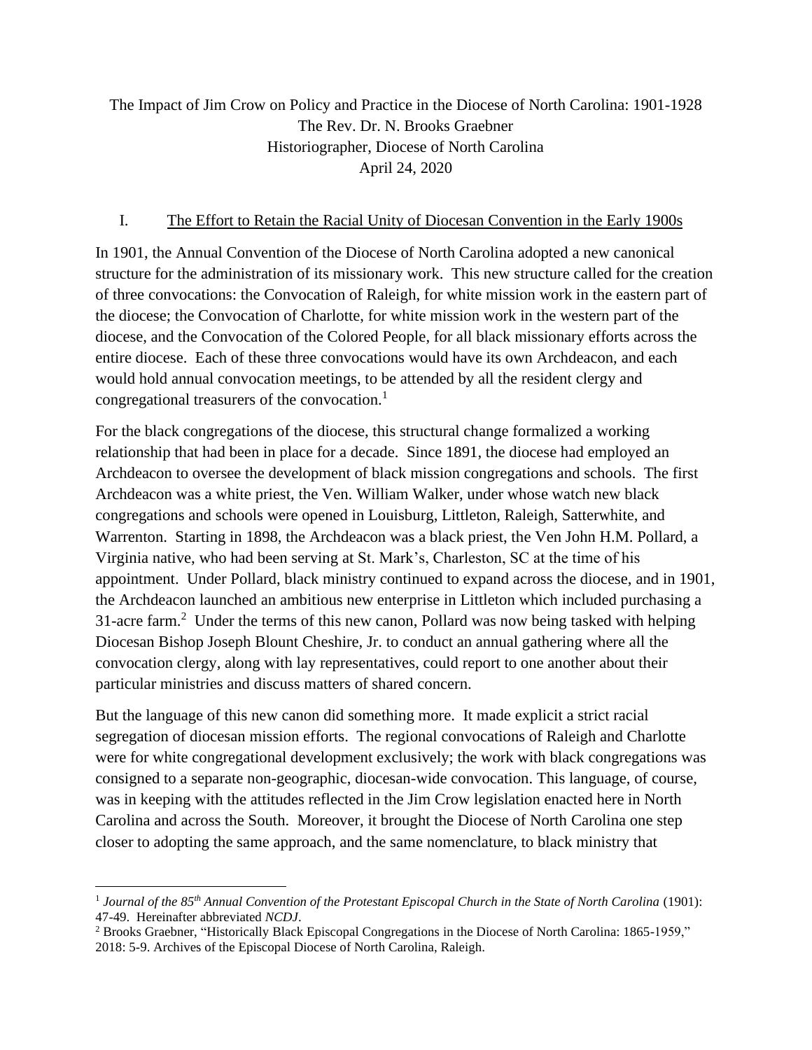# The Impact of Jim Crow on Policy and Practice in the Diocese of North Carolina: 1901-1928

The Rev. Dr. N. Brooks Graebner
Historiographer, Diocese of North Carolina
April 24, 2020

## I. The Effort to Retain the Racial Unity of Diocesan Convention in the Early 1900s

In 1901, the Annual Convention of the Diocese of North Carolina adopted a new canonical structure for the administration of its missionary work. This new structure called for the creation of three convocations: the Convocation of Raleigh, for white mission work in the eastern part of the diocese; the Convocation of Charlotte, for white mission work in the western part of the diocese, and the Convocation of the Colored People, for all black missionary efforts across the entire diocese. Each of these three convocations would have its own Archdeacon, and each would hold annual convocation meetings, to be attended by all the resident clergy and congregational treasurers of the convocation.[1]

For the black congregations of the diocese, this structural change formalized a working relationship that had been in place for a decade. Since 1891, the diocese had employed an Archdeacon to oversee the development of black mission congregations and schools. The first Archdeacon was a white priest, the Ven. William Walker, under whose watch new black congregations and schools were opened in Louisburg, Littleton, Raleigh, Satterwhite, and Warrenton. Starting in 1898, the Archdeacon was a black priest, the Ven John H.M. Pollard, a Virginia native, who had been serving at St. Mark's, Charleston, SC at the time of his appointment. Under Pollard, black ministry continued to expand across the diocese, and in 1901, the Archdeacon launched an ambitious new enterprise in Littleton which included purchasing a 31-acre farm.[2] Under the terms of this new canon, Pollard was now being tasked with helping Diocesan Bishop Joseph Blount Cheshire, Jr. to conduct an annual gathering where all the convocation clergy, along with lay representatives, could report to one another about their particular ministries and discuss matters of shared concern.

But the language of this new canon did something more. It made explicit a strict racial segregation of diocesan mission efforts. The regional convocations of Raleigh and Charlotte were for white congregational development exclusively; the work with black congregations was consigned to a separate non-geographic, diocesan-wide convocation. This language, of course, was in keeping with the attitudes reflected in the Jim Crow legislation enacted here in North Carolina and across the South. Moreover, it brought the Diocese of North Carolina one step closer to adopting the same approach, and the same nomenclature, to black ministry that

---

[1] *Journal of the 85th Annual Convention of the Protestant Episcopal Church in the State of North Carolina* (1901): 47-49. Hereinafter abbreviated *NCDJ*.

[2] Brooks Graebner, "Historically Black Episcopal Congregations in the Diocese of North Carolina: 1865-1959," 2018: 5-9. Archives of the Episcopal Diocese of North Carolina, Raleigh.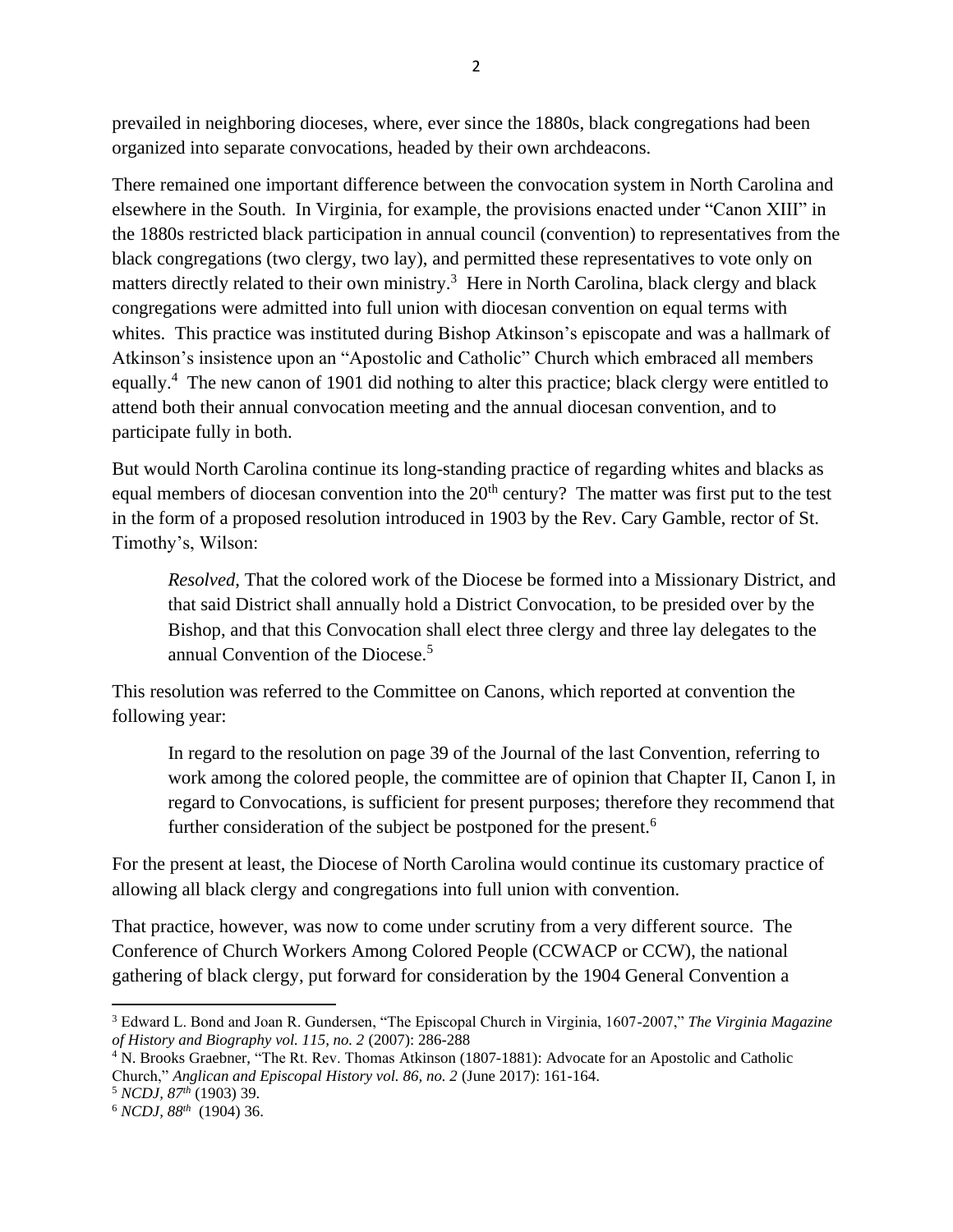prevailed in neighboring dioceses, where, ever since the 1880s, black congregations had been organized into separate convocations, headed by their own archdeacons.

There remained one important difference between the convocation system in North Carolina and elsewhere in the South. In Virginia, for example, the provisions enacted under "Canon XIII" in the 1880s restricted black participation in annual council (convention) to representatives from the black congregations (two clergy, two lay), and permitted these representatives to vote only on matters directly related to their own ministry.[3] Here in North Carolina, black clergy and black congregations were admitted into full union with diocesan convention on equal terms with whites. This practice was instituted during Bishop Atkinson's episcopate and was a hallmark of Atkinson's insistence upon an "Apostolic and Catholic" Church which embraced all members equally.[4] The new canon of 1901 did nothing to alter this practice; black clergy were entitled to attend both their annual convocation meeting and the annual diocesan convention, and to participate fully in both.

But would North Carolina continue its long-standing practice of regarding whites and blacks as equal members of diocesan convention into the 20th century? The matter was first put to the test in the form of a proposed resolution introduced in 1903 by the Rev. Cary Gamble, rector of St. Timothy's, Wilson:

> *Resolved*, That the colored work of the Diocese be formed into a Missionary District, and that said District shall annually hold a District Convocation, to be presided over by the Bishop, and that this Convocation shall elect three clergy and three lay delegates to the annual Convention of the Diocese.[5]

This resolution was referred to the Committee on Canons, which reported at convention the following year:

> In regard to the resolution on page 39 of the Journal of the last Convention, referring to work among the colored people, the committee are of opinion that Chapter II, Canon I, in regard to Convocations, is sufficient for present purposes; therefore they recommend that further consideration of the subject be postponed for the present.[6]

For the present at least, the Diocese of North Carolina would continue its customary practice of allowing all black clergy and congregations into full union with convention.

That practice, however, was now to come under scrutiny from a very different source. The Conference of Church Workers Among Colored People (CCWACP or CCW), the national gathering of black clergy, put forward for consideration by the 1904 General Convention a

---

[3] Edward L. Bond and Joan R. Gundersen, "The Episcopal Church in Virginia, 1607-2007," *The Virginia Magazine of History and Biography vol. 115, no. 2* (2007): 286-288

[4] N. Brooks Graebner, "The Rt. Rev. Thomas Atkinson (1807-1881): Advocate for an Apostolic and Catholic Church," *Anglican and Episcopal History vol. 86, no. 2* (June 2017): 161-164.

[5] *NCDJ, 87th* (1903) 39.

[6] *NCDJ, 88th* (1904) 36.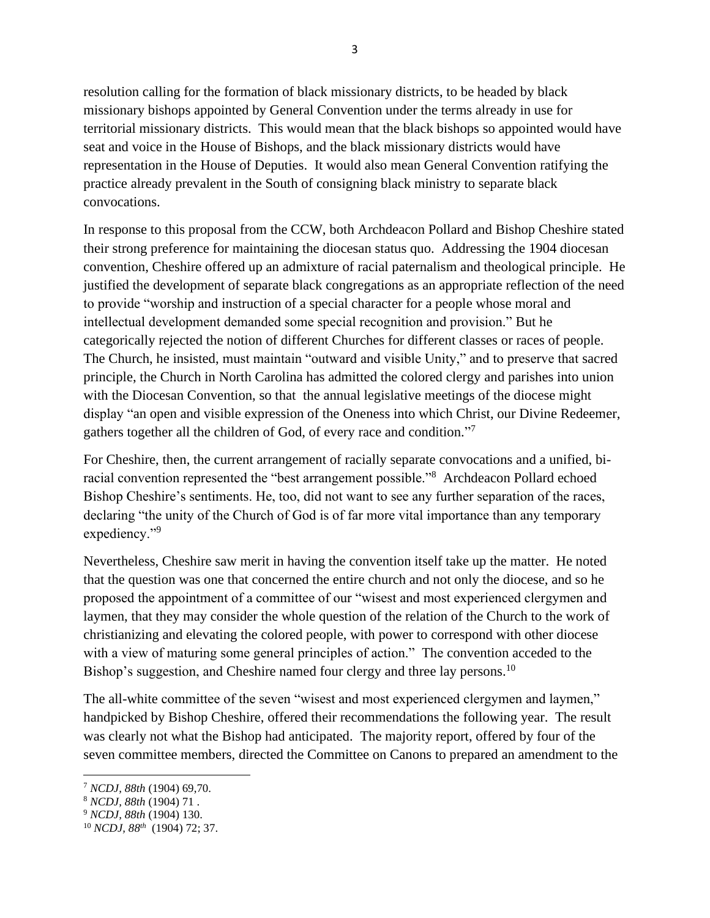resolution calling for the formation of black missionary districts, to be headed by black missionary bishops appointed by General Convention under the terms already in use for territorial missionary districts. This would mean that the black bishops so appointed would have seat and voice in the House of Bishops, and the black missionary districts would have representation in the House of Deputies. It would also mean General Convention ratifying the practice already prevalent in the South of consigning black ministry to separate black convocations.

In response to this proposal from the CCW, both Archdeacon Pollard and Bishop Cheshire stated their strong preference for maintaining the diocesan status quo. Addressing the 1904 diocesan convention, Cheshire offered up an admixture of racial paternalism and theological principle. He justified the development of separate black congregations as an appropriate reflection of the need to provide "worship and instruction of a special character for a people whose moral and intellectual development demanded some special recognition and provision." But he categorically rejected the notion of different Churches for different classes or races of people. The Church, he insisted, must maintain "outward and visible Unity," and to preserve that sacred principle, the Church in North Carolina has admitted the colored clergy and parishes into union with the Diocesan Convention, so that the annual legislative meetings of the diocese might display "an open and visible expression of the Oneness into which Christ, our Divine Redeemer, gathers together all the children of God, of every race and condition."[7]

For Cheshire, then, the current arrangement of racially separate convocations and a unified, bi-racial convention represented the "best arrangement possible."[8] Archdeacon Pollard echoed Bishop Cheshire's sentiments. He, too, did not want to see any further separation of the races, declaring "the unity of the Church of God is of far more vital importance than any temporary expediency."[9]

Nevertheless, Cheshire saw merit in having the convention itself take up the matter. He noted that the question was one that concerned the entire church and not only the diocese, and so he proposed the appointment of a committee of our "wisest and most experienced clergymen and laymen, that they may consider the whole question of the relation of the Church to the work of christianizing and elevating the colored people, with power to correspond with other diocese with a view of maturing some general principles of action." The convention acceded to the Bishop's suggestion, and Cheshire named four clergy and three lay persons.[10]

The all-white committee of the seven "wisest and most experienced clergymen and laymen," handpicked by Bishop Cheshire, offered their recommendations the following year. The result was clearly not what the Bishop had anticipated. The majority report, offered by four of the seven committee members, directed the Committee on Canons to prepared an amendment to the

---

[7] *NCDJ, 88th* (1904) 69,70.

[8] *NCDJ, 88th* (1904) 71 .

[9] *NCDJ, 88th* (1904) 130.

[10] *NCDJ, 88th* (1904) 72; 37.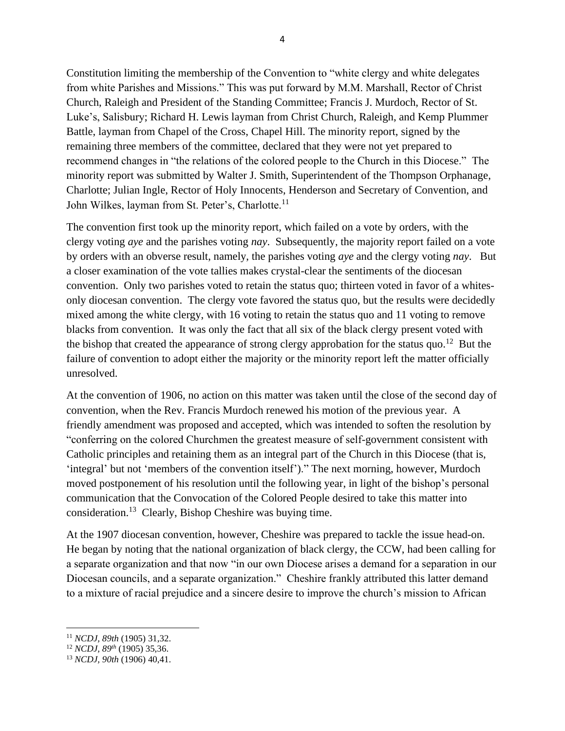Constitution limiting the membership of the Convention to "white clergy and white delegates from white Parishes and Missions." This was put forward by M.M. Marshall, Rector of Christ Church, Raleigh and President of the Standing Committee; Francis J. Murdoch, Rector of St. Luke's, Salisbury; Richard H. Lewis layman from Christ Church, Raleigh, and Kemp Plummer Battle, layman from Chapel of the Cross, Chapel Hill. The minority report, signed by the remaining three members of the committee, declared that they were not yet prepared to recommend changes in "the relations of the colored people to the Church in this Diocese." The minority report was submitted by Walter J. Smith, Superintendent of the Thompson Orphanage, Charlotte; Julian Ingle, Rector of Holy Innocents, Henderson and Secretary of Convention, and John Wilkes, layman from St. Peter's, Charlotte.[11]

The convention first took up the minority report, which failed on a vote by orders, with the clergy voting *aye* and the parishes voting *nay*. Subsequently, the majority report failed on a vote by orders with an obverse result, namely, the parishes voting *aye* and the clergy voting *nay*. But a closer examination of the vote tallies makes crystal-clear the sentiments of the diocesan convention. Only two parishes voted to retain the status quo; thirteen voted in favor of a whites-only diocesan convention. The clergy vote favored the status quo, but the results were decidedly mixed among the white clergy, with 16 voting to retain the status quo and 11 voting to remove blacks from convention. It was only the fact that all six of the black clergy present voted with the bishop that created the appearance of strong clergy approbation for the status quo.[12] But the failure of convention to adopt either the majority or the minority report left the matter officially unresolved.

At the convention of 1906, no action on this matter was taken until the close of the second day of convention, when the Rev. Francis Murdoch renewed his motion of the previous year. A friendly amendment was proposed and accepted, which was intended to soften the resolution by "conferring on the colored Churchmen the greatest measure of self-government consistent with Catholic principles and retaining them as an integral part of the Church in this Diocese (that is, 'integral' but not 'members of the convention itself')." The next morning, however, Murdoch moved postponement of his resolution until the following year, in light of the bishop's personal communication that the Convocation of the Colored People desired to take this matter into consideration.[13] Clearly, Bishop Cheshire was buying time.

At the 1907 diocesan convention, however, Cheshire was prepared to tackle the issue head-on. He began by noting that the national organization of black clergy, the CCW, had been calling for a separate organization and that now "in our own Diocese arises a demand for a separation in our Diocesan councils, and a separate organization." Cheshire frankly attributed this latter demand to a mixture of racial prejudice and a sincere desire to improve the church's mission to African

---

[11] *NCDJ, 89th* (1905) 31,32.

[12] *NCDJ, 89th* (1905) 35,36.

[13] *NCDJ, 90th* (1906) 40,41.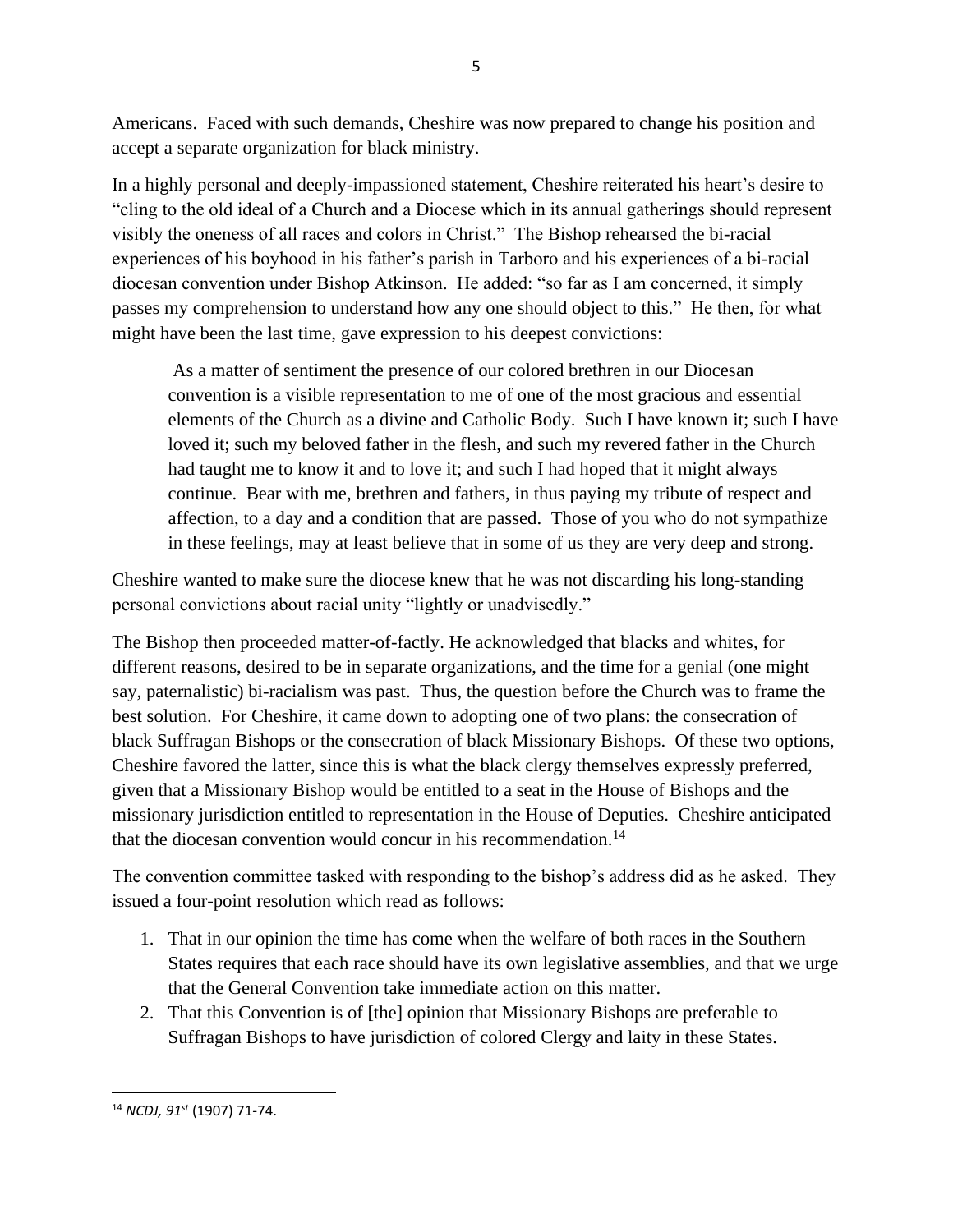Americans. Faced with such demands, Cheshire was now prepared to change his position and accept a separate organization for black ministry.

In a highly personal and deeply-impassioned statement, Cheshire reiterated his heart's desire to "cling to the old ideal of a Church and a Diocese which in its annual gatherings should represent visibly the oneness of all races and colors in Christ." The Bishop rehearsed the bi-racial experiences of his boyhood in his father's parish in Tarboro and his experiences of a bi-racial diocesan convention under Bishop Atkinson. He added: "so far as I am concerned, it simply passes my comprehension to understand how any one should object to this." He then, for what might have been the last time, gave expression to his deepest convictions:

> As a matter of sentiment the presence of our colored brethren in our Diocesan convention is a visible representation to me of one of the most gracious and essential elements of the Church as a divine and Catholic Body. Such I have known it; such I have loved it; such my beloved father in the flesh, and such my revered father in the Church had taught me to know it and to love it; and such I had hoped that it might always continue. Bear with me, brethren and fathers, in thus paying my tribute of respect and affection, to a day and a condition that are passed. Those of you who do not sympathize in these feelings, may at least believe that in some of us they are very deep and strong.

Cheshire wanted to make sure the diocese knew that he was not discarding his long-standing personal convictions about racial unity "lightly or unadvisedly."

The Bishop then proceeded matter-of-factly. He acknowledged that blacks and whites, for different reasons, desired to be in separate organizations, and the time for a genial (one might say, paternalistic) bi-racialism was past. Thus, the question before the Church was to frame the best solution. For Cheshire, it came down to adopting one of two plans: the consecration of black Suffragan Bishops or the consecration of black Missionary Bishops. Of these two options, Cheshire favored the latter, since this is what the black clergy themselves expressly preferred, given that a Missionary Bishop would be entitled to a seat in the House of Bishops and the missionary jurisdiction entitled to representation in the House of Deputies. Cheshire anticipated that the diocesan convention would concur in his recommendation.[14]

The convention committee tasked with responding to the bishop's address did as he asked. They issued a four-point resolution which read as follows:

1. That in our opinion the time has come when the welfare of both races in the Southern States requires that each race should have its own legislative assemblies, and that we urge that the General Convention take immediate action on this matter.
2. That this Convention is of [the] opinion that Missionary Bishops are preferable to Suffragan Bishops to have jurisdiction of colored Clergy and laity in these States.

---

[14] *NCDJ, 91st* (1907) 71-74.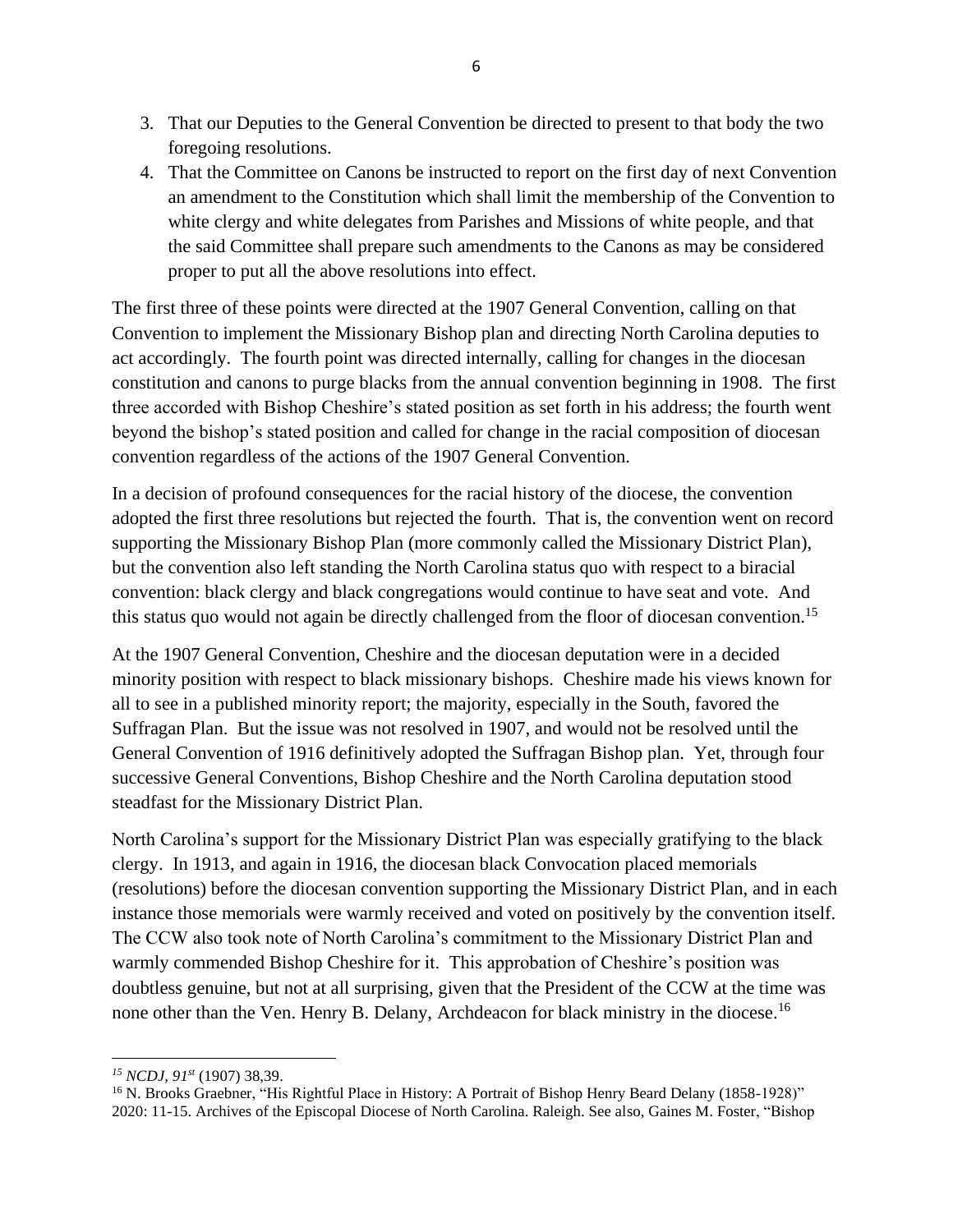3. That our Deputies to the General Convention be directed to present to that body the two foregoing resolutions.
4. That the Committee on Canons be instructed to report on the first day of next Convention an amendment to the Constitution which shall limit the membership of the Convention to white clergy and white delegates from Parishes and Missions of white people, and that the said Committee shall prepare such amendments to the Canons as may be considered proper to put all the above resolutions into effect.

The first three of these points were directed at the 1907 General Convention, calling on that Convention to implement the Missionary Bishop plan and directing North Carolina deputies to act accordingly. The fourth point was directed internally, calling for changes in the diocesan constitution and canons to purge blacks from the annual convention beginning in 1908. The first three accorded with Bishop Cheshire's stated position as set forth in his address; the fourth went beyond the bishop's stated position and called for change in the racial composition of diocesan convention regardless of the actions of the 1907 General Convention.

In a decision of profound consequences for the racial history of the diocese, the convention adopted the first three resolutions but rejected the fourth. That is, the convention went on record supporting the Missionary Bishop Plan (more commonly called the Missionary District Plan), but the convention also left standing the North Carolina status quo with respect to a biracial convention: black clergy and black congregations would continue to have seat and vote. And this status quo would not again be directly challenged from the floor of diocesan convention.[15]

At the 1907 General Convention, Cheshire and the diocesan deputation were in a decided minority position with respect to black missionary bishops. Cheshire made his views known for all to see in a published minority report; the majority, especially in the South, favored the Suffragan Plan. But the issue was not resolved in 1907, and would not be resolved until the General Convention of 1916 definitively adopted the Suffragan Bishop plan. Yet, through four successive General Conventions, Bishop Cheshire and the North Carolina deputation stood steadfast for the Missionary District Plan.

North Carolina's support for the Missionary District Plan was especially gratifying to the black clergy. In 1913, and again in 1916, the diocesan black Convocation placed memorials (resolutions) before the diocesan convention supporting the Missionary District Plan, and in each instance those memorials were warmly received and voted on positively by the convention itself. The CCW also took note of North Carolina's commitment to the Missionary District Plan and warmly commended Bishop Cheshire for it. This approbation of Cheshire's position was doubtless genuine, but not at all surprising, given that the President of the CCW at the time was none other than the Ven. Henry B. Delany, Archdeacon for black ministry in the diocese.[16]

---

[15] *NCDJ, 91st* (1907) 38,39.

[16] N. Brooks Graebner, "His Rightful Place in History: A Portrait of Bishop Henry Beard Delany (1858-1928)" 2020: 11-15. Archives of the Episcopal Diocese of North Carolina. Raleigh. See also, Gaines M. Foster, "Bishop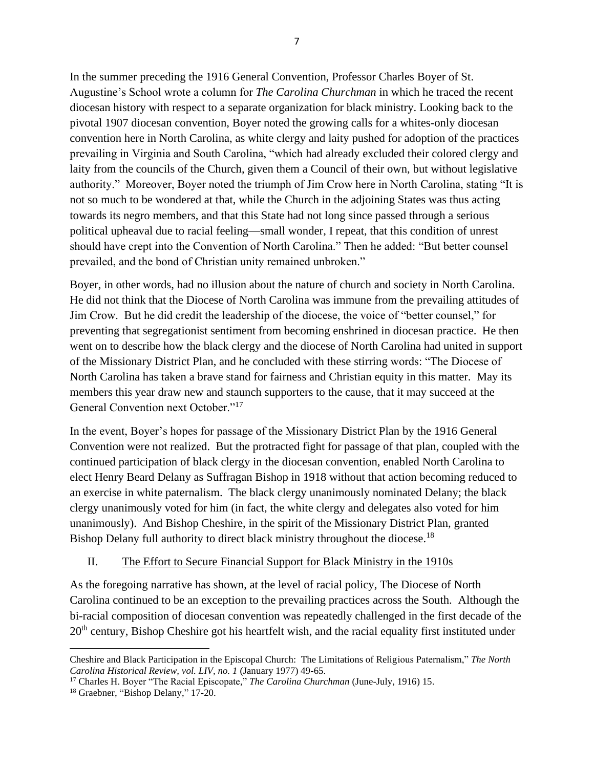In the summer preceding the 1916 General Convention, Professor Charles Boyer of St. Augustine's School wrote a column for *The Carolina Churchman* in which he traced the recent diocesan history with respect to a separate organization for black ministry. Looking back to the pivotal 1907 diocesan convention, Boyer noted the growing calls for a whites-only diocesan convention here in North Carolina, as white clergy and laity pushed for adoption of the practices prevailing in Virginia and South Carolina, "which had already excluded their colored clergy and laity from the councils of the Church, given them a Council of their own, but without legislative authority." Moreover, Boyer noted the triumph of Jim Crow here in North Carolina, stating "It is not so much to be wondered at that, while the Church in the adjoining States was thus acting towards its negro members, and that this State had not long since passed through a serious political upheaval due to racial feeling—small wonder, I repeat, that this condition of unrest should have crept into the Convention of North Carolina." Then he added: "But better counsel prevailed, and the bond of Christian unity remained unbroken."

Boyer, in other words, had no illusion about the nature of church and society in North Carolina. He did not think that the Diocese of North Carolina was immune from the prevailing attitudes of Jim Crow. But he did credit the leadership of the diocese, the voice of "better counsel," for preventing that segregationist sentiment from becoming enshrined in diocesan practice. He then went on to describe how the black clergy and the diocese of North Carolina had united in support of the Missionary District Plan, and he concluded with these stirring words: "The Diocese of North Carolina has taken a brave stand for fairness and Christian equity in this matter. May its members this year draw new and staunch supporters to the cause, that it may succeed at the General Convention next October."[17]

In the event, Boyer's hopes for passage of the Missionary District Plan by the 1916 General Convention were not realized. But the protracted fight for passage of that plan, coupled with the continued participation of black clergy in the diocesan convention, enabled North Carolina to elect Henry Beard Delany as Suffragan Bishop in 1918 without that action becoming reduced to an exercise in white paternalism. The black clergy unanimously nominated Delany; the black clergy unanimously voted for him (in fact, the white clergy and delegates also voted for him unanimously). And Bishop Cheshire, in the spirit of the Missionary District Plan, granted Bishop Delany full authority to direct black ministry throughout the diocese.[18]

## II. The Effort to Secure Financial Support for Black Ministry in the 1910s

As the foregoing narrative has shown, at the level of racial policy, The Diocese of North Carolina continued to be an exception to the prevailing practices across the South. Although the bi-racial composition of diocesan convention was repeatedly challenged in the first decade of the 20th century, Bishop Cheshire got his heartfelt wish, and the racial equality first instituted under

---

Cheshire and Black Participation in the Episcopal Church: The Limitations of Religious Paternalism," *The North Carolina Historical Review, vol. LIV, no. 1* (January 1977) 49-65.

[17] Charles H. Boyer "The Racial Episcopate," *The Carolina Churchman* (June-July, 1916) 15.

[18] Graebner, "Bishop Delany," 17-20.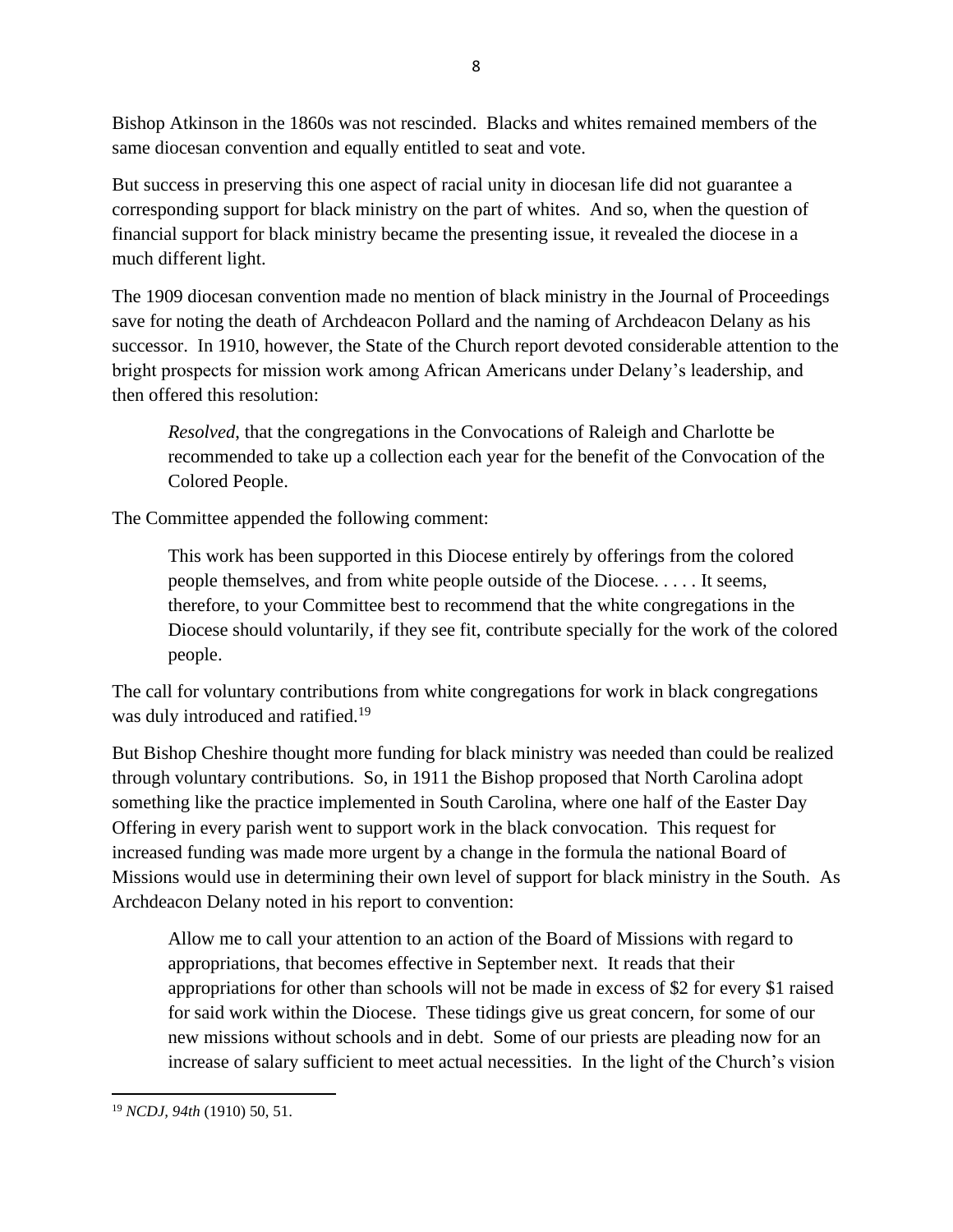Bishop Atkinson in the 1860s was not rescinded. Blacks and whites remained members of the same diocesan convention and equally entitled to seat and vote.

But success in preserving this one aspect of racial unity in diocesan life did not guarantee a corresponding support for black ministry on the part of whites. And so, when the question of financial support for black ministry became the presenting issue, it revealed the diocese in a much different light.

The 1909 diocesan convention made no mention of black ministry in the Journal of Proceedings save for noting the death of Archdeacon Pollard and the naming of Archdeacon Delany as his successor. In 1910, however, the State of the Church report devoted considerable attention to the bright prospects for mission work among African Americans under Delany's leadership, and then offered this resolution:

> *Resolved*, that the congregations in the Convocations of Raleigh and Charlotte be recommended to take up a collection each year for the benefit of the Convocation of the Colored People.

The Committee appended the following comment:

> This work has been supported in this Diocese entirely by offerings from the colored people themselves, and from white people outside of the Diocese. . . . . It seems, therefore, to your Committee best to recommend that the white congregations in the Diocese should voluntarily, if they see fit, contribute specially for the work of the colored people.

The call for voluntary contributions from white congregations for work in black congregations was duly introduced and ratified.[19]

But Bishop Cheshire thought more funding for black ministry was needed than could be realized through voluntary contributions. So, in 1911 the Bishop proposed that North Carolina adopt something like the practice implemented in South Carolina, where one half of the Easter Day Offering in every parish went to support work in the black convocation. This request for increased funding was made more urgent by a change in the formula the national Board of Missions would use in determining their own level of support for black ministry in the South. As Archdeacon Delany noted in his report to convention:

> Allow me to call your attention to an action of the Board of Missions with regard to appropriations, that becomes effective in September next. It reads that their appropriations for other than schools will not be made in excess of $2 for every $1 raised for said work within the Diocese. These tidings give us great concern, for some of our new missions without schools and in debt. Some of our priests are pleading now for an increase of salary sufficient to meet actual necessities. In the light of the Church's vision

---

[19] *NCDJ, 94th* (1910) 50, 51.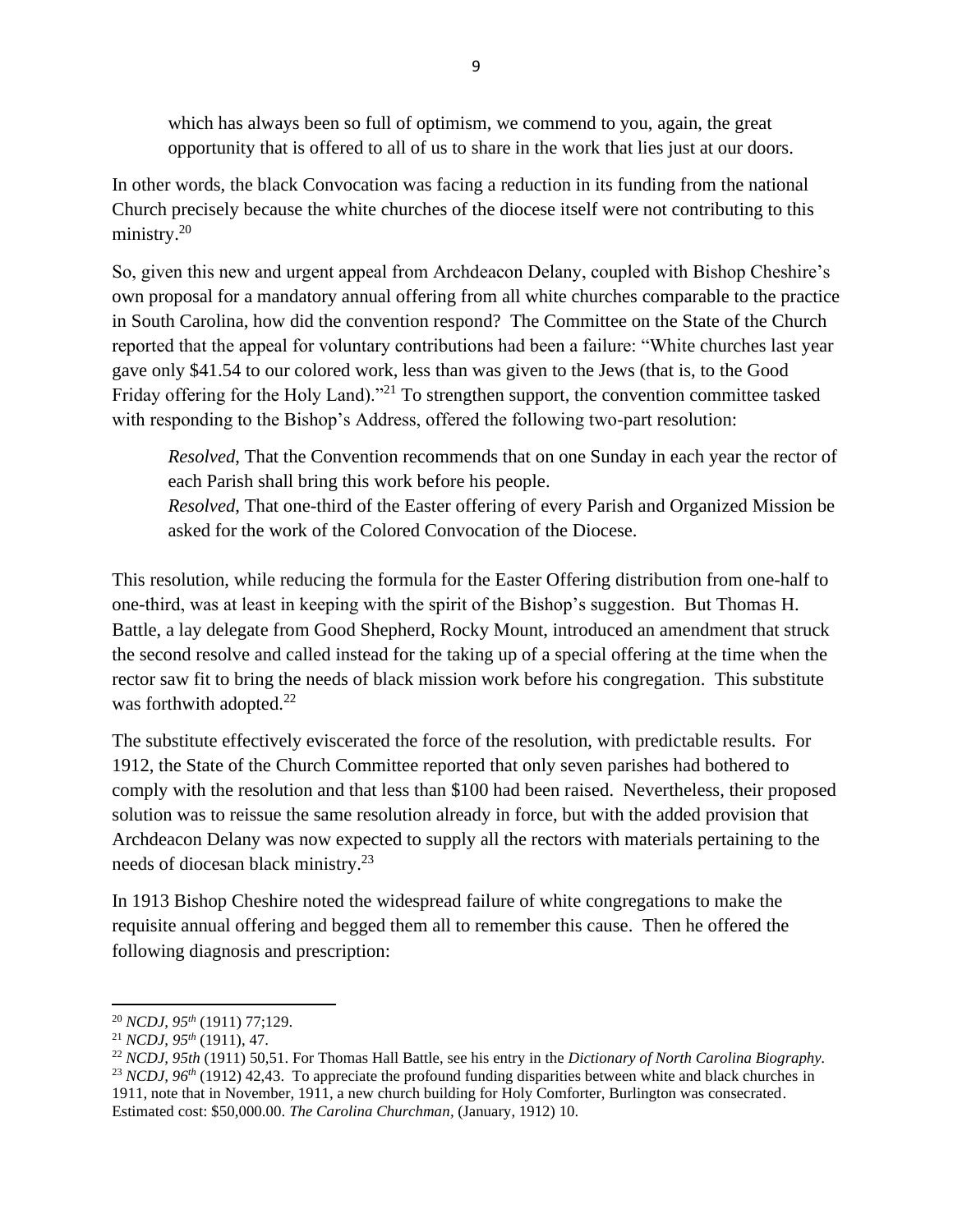> which has always been so full of optimism, we commend to you, again, the great opportunity that is offered to all of us to share in the work that lies just at our doors.

In other words, the black Convocation was facing a reduction in its funding from the national Church precisely because the white churches of the diocese itself were not contributing to this ministry.[20]

So, given this new and urgent appeal from Archdeacon Delany, coupled with Bishop Cheshire's own proposal for a mandatory annual offering from all white churches comparable to the practice in South Carolina, how did the convention respond? The Committee on the State of the Church reported that the appeal for voluntary contributions had been a failure: "White churches last year gave only $41.54 to our colored work, less than was given to the Jews (that is, to the Good Friday offering for the Holy Land)."[21] To strengthen support, the convention committee tasked with responding to the Bishop's Address, offered the following two-part resolution:

> *Resolved*, That the Convention recommends that on one Sunday in each year the rector of each Parish shall bring this work before his people.
> *Resolved*, That one-third of the Easter offering of every Parish and Organized Mission be asked for the work of the Colored Convocation of the Diocese.

This resolution, while reducing the formula for the Easter Offering distribution from one-half to one-third, was at least in keeping with the spirit of the Bishop's suggestion. But Thomas H. Battle, a lay delegate from Good Shepherd, Rocky Mount, introduced an amendment that struck the second resolve and called instead for the taking up of a special offering at the time when the rector saw fit to bring the needs of black mission work before his congregation. This substitute was forthwith adopted.[22]

The substitute effectively eviscerated the force of the resolution, with predictable results. For 1912, the State of the Church Committee reported that only seven parishes had bothered to comply with the resolution and that less than $100 had been raised. Nevertheless, their proposed solution was to reissue the same resolution already in force, but with the added provision that Archdeacon Delany was now expected to supply all the rectors with materials pertaining to the needs of diocesan black ministry.[23]

In 1913 Bishop Cheshire noted the widespread failure of white congregations to make the requisite annual offering and begged them all to remember this cause. Then he offered the following diagnosis and prescription:

---

[20] *NCDJ, 95th* (1911) 77;129.

[21] *NCDJ, 95th* (1911), 47.

[22] *NCDJ, 95th* (1911) 50,51. For Thomas Hall Battle, see his entry in the *Dictionary of North Carolina Biography.*

[23] *NCDJ, 96th* (1912) 42,43. To appreciate the profound funding disparities between white and black churches in 1911, note that in November, 1911, a new church building for Holy Comforter, Burlington was consecrated. Estimated cost: $50,000.00. *The Carolina Churchman,* (January, 1912) 10.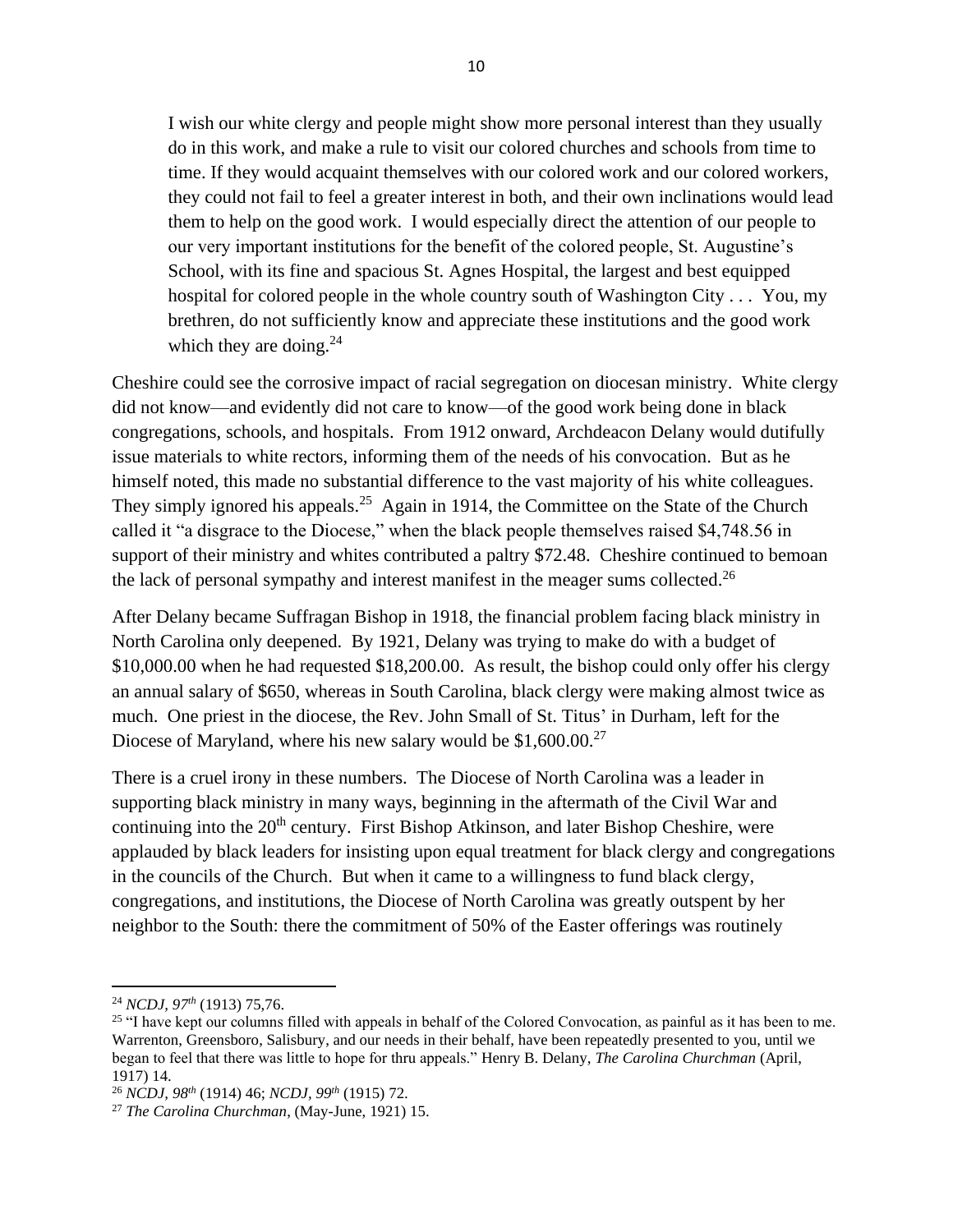> I wish our white clergy and people might show more personal interest than they usually do in this work, and make a rule to visit our colored churches and schools from time to time. If they would acquaint themselves with our colored work and our colored workers, they could not fail to feel a greater interest in both, and their own inclinations would lead them to help on the good work. I would especially direct the attention of our people to our very important institutions for the benefit of the colored people, St. Augustine's School, with its fine and spacious St. Agnes Hospital, the largest and best equipped hospital for colored people in the whole country south of Washington City . . . You, my brethren, do not sufficiently know and appreciate these institutions and the good work which they are doing.[24]

Cheshire could see the corrosive impact of racial segregation on diocesan ministry. White clergy did not know—and evidently did not care to know—of the good work being done in black congregations, schools, and hospitals. From 1912 onward, Archdeacon Delany would dutifully issue materials to white rectors, informing them of the needs of his convocation. But as he himself noted, this made no substantial difference to the vast majority of his white colleagues. They simply ignored his appeals.[25] Again in 1914, the Committee on the State of the Church called it "a disgrace to the Diocese," when the black people themselves raised $4,748.56 in support of their ministry and whites contributed a paltry $72.48. Cheshire continued to bemoan the lack of personal sympathy and interest manifest in the meager sums collected.[26]

After Delany became Suffragan Bishop in 1918, the financial problem facing black ministry in North Carolina only deepened. By 1921, Delany was trying to make do with a budget of $10,000.00 when he had requested $18,200.00. As result, the bishop could only offer his clergy an annual salary of $650, whereas in South Carolina, black clergy were making almost twice as much. One priest in the diocese, the Rev. John Small of St. Titus' in Durham, left for the Diocese of Maryland, where his new salary would be $1,600.00.[27]

There is a cruel irony in these numbers. The Diocese of North Carolina was a leader in supporting black ministry in many ways, beginning in the aftermath of the Civil War and continuing into the 20th century. First Bishop Atkinson, and later Bishop Cheshire, were applauded by black leaders for insisting upon equal treatment for black clergy and congregations in the councils of the Church. But when it came to a willingness to fund black clergy, congregations, and institutions, the Diocese of North Carolina was greatly outspent by her neighbor to the South: there the commitment of 50% of the Easter offerings was routinely

---

[24] *NCDJ, 97th* (1913) 75,76.

[25] "I have kept our columns filled with appeals in behalf of the Colored Convocation, as painful as it has been to me. Warrenton, Greensboro, Salisbury, and our needs in their behalf, have been repeatedly presented to you, until we began to feel that there was little to hope for thru appeals." Henry B. Delany, *The Carolina Churchman* (April, 1917) 14.

[26] *NCDJ, 98th* (1914) 46; *NCDJ, 99th* (1915) 72.

[27] *The Carolina Churchman*, (May-June, 1921) 15.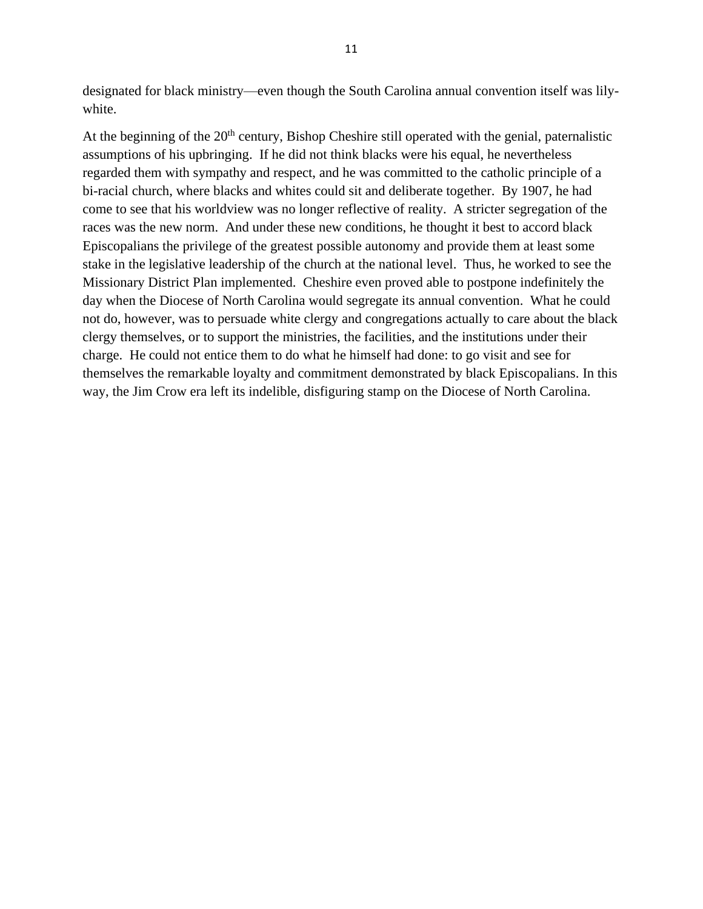designated for black ministry—even though the South Carolina annual convention itself was lily-white.

At the beginning of the 20th century, Bishop Cheshire still operated with the genial, paternalistic assumptions of his upbringing. If he did not think blacks were his equal, he nevertheless regarded them with sympathy and respect, and he was committed to the catholic principle of a bi-racial church, where blacks and whites could sit and deliberate together. By 1907, he had come to see that his worldview was no longer reflective of reality. A stricter segregation of the races was the new norm. And under these new conditions, he thought it best to accord black Episcopalians the privilege of the greatest possible autonomy and provide them at least some stake in the legislative leadership of the church at the national level. Thus, he worked to see the Missionary District Plan implemented. Cheshire even proved able to postpone indefinitely the day when the Diocese of North Carolina would segregate its annual convention. What he could not do, however, was to persuade white clergy and congregations actually to care about the black clergy themselves, or to support the ministries, the facilities, and the institutions under their charge. He could not entice them to do what he himself had done: to go visit and see for themselves the remarkable loyalty and commitment demonstrated by black Episcopalians. In this way, the Jim Crow era left its indelible, disfiguring stamp on the Diocese of North Carolina.